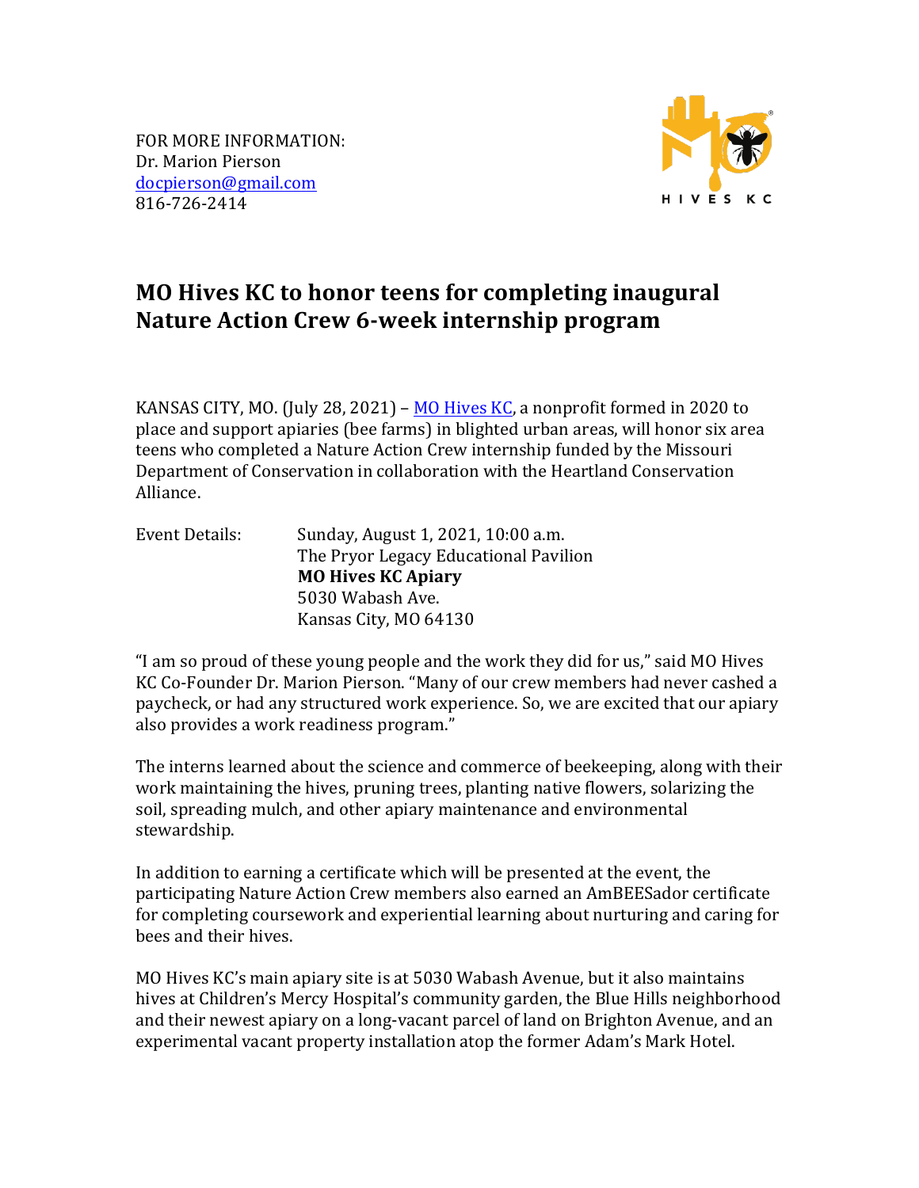FOR MORE INFORMATION:
Dr. Marion Pierson
[docpierson@gmail.com](mailto:docpierson@gmail.com)
816-726-2414

# MO Hives KC to honor teens for completing inaugural Nature Action Crew 6-week internship program

KANSAS CITY, MO. (July 28, 2021) – [MO Hives KC](#), a nonprofit formed in 2020 to place and support apiaries (bee farms) in blighted urban areas, will honor six area teens who completed a Nature Action Crew internship funded by the Missouri Department of Conservation in collaboration with the Heartland Conservation Alliance.

Event Details:
Sunday, August 1, 2021, 10:00 a.m.
The Pryor Legacy Educational Pavilion
**MO Hives KC Apiary**
5030 Wabash Ave.
Kansas City, MO 64130

"I am so proud of these young people and the work they did for us," said MO Hives KC Co-Founder Dr. Marion Pierson. "Many of our crew members had never cashed a paycheck, or had any structured work experience. So, we are excited that our apiary also provides a work readiness program."

The interns learned about the science and commerce of beekeeping, along with their work maintaining the hives, pruning trees, planting native flowers, solarizing the soil, spreading mulch, and other apiary maintenance and environmental stewardship.

In addition to earning a certificate which will be presented at the event, the participating Nature Action Crew members also earned an AmBEESador certificate for completing coursework and experiential learning about nurturing and caring for bees and their hives.

MO Hives KC's main apiary site is at 5030 Wabash Avenue, but it also maintains hives at Children's Mercy Hospital's community garden, the Blue Hills neighborhood and their newest apiary on a long-vacant parcel of land on Brighton Avenue, and an experimental vacant property installation atop the former Adam's Mark Hotel.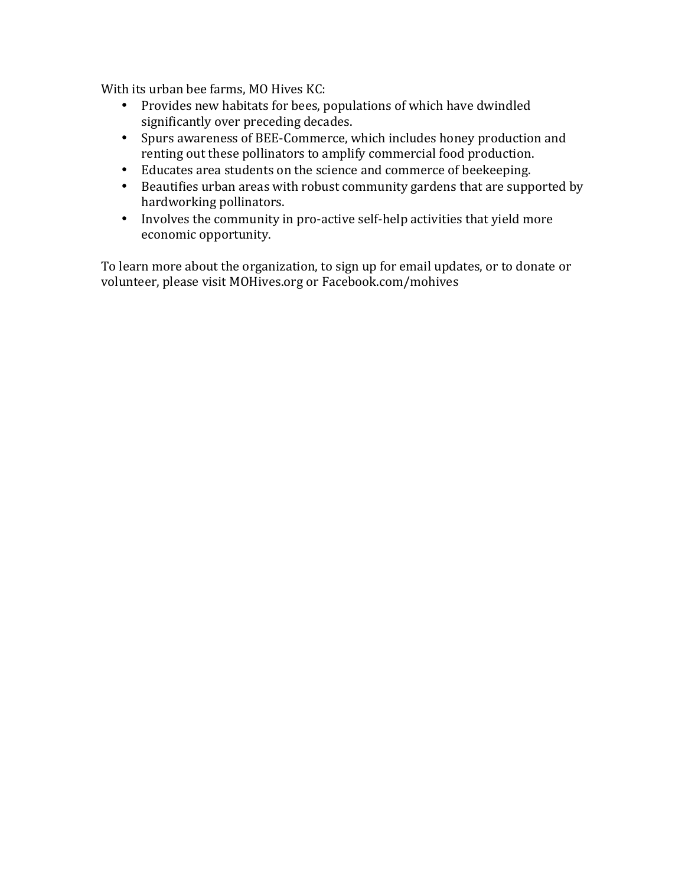With its urban bee farms, MO Hives KC:

- Provides new habitats for bees, populations of which have dwindled significantly over preceding decades.
- Spurs awareness of BEE-Commerce, which includes honey production and renting out these pollinators to amplify commercial food production.
- Educates area students on the science and commerce of beekeeping.
- Beautifies urban areas with robust community gardens that are supported by hardworking pollinators.
- Involves the community in pro-active self-help activities that yield more economic opportunity.

To learn more about the organization, to sign up for email updates, or to donate or volunteer, please visit MOHives.org or Facebook.com/mohives